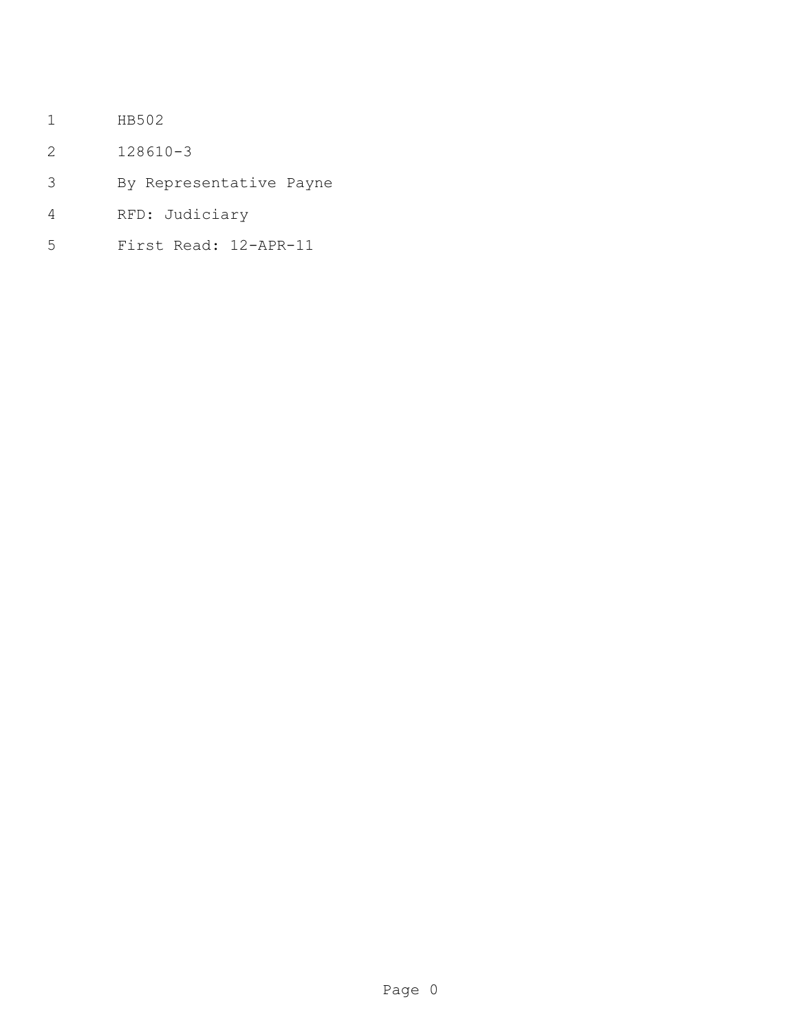HB502

128610-3

By Representative Payne

RFD: Judiciary

First Read: 12-APR-11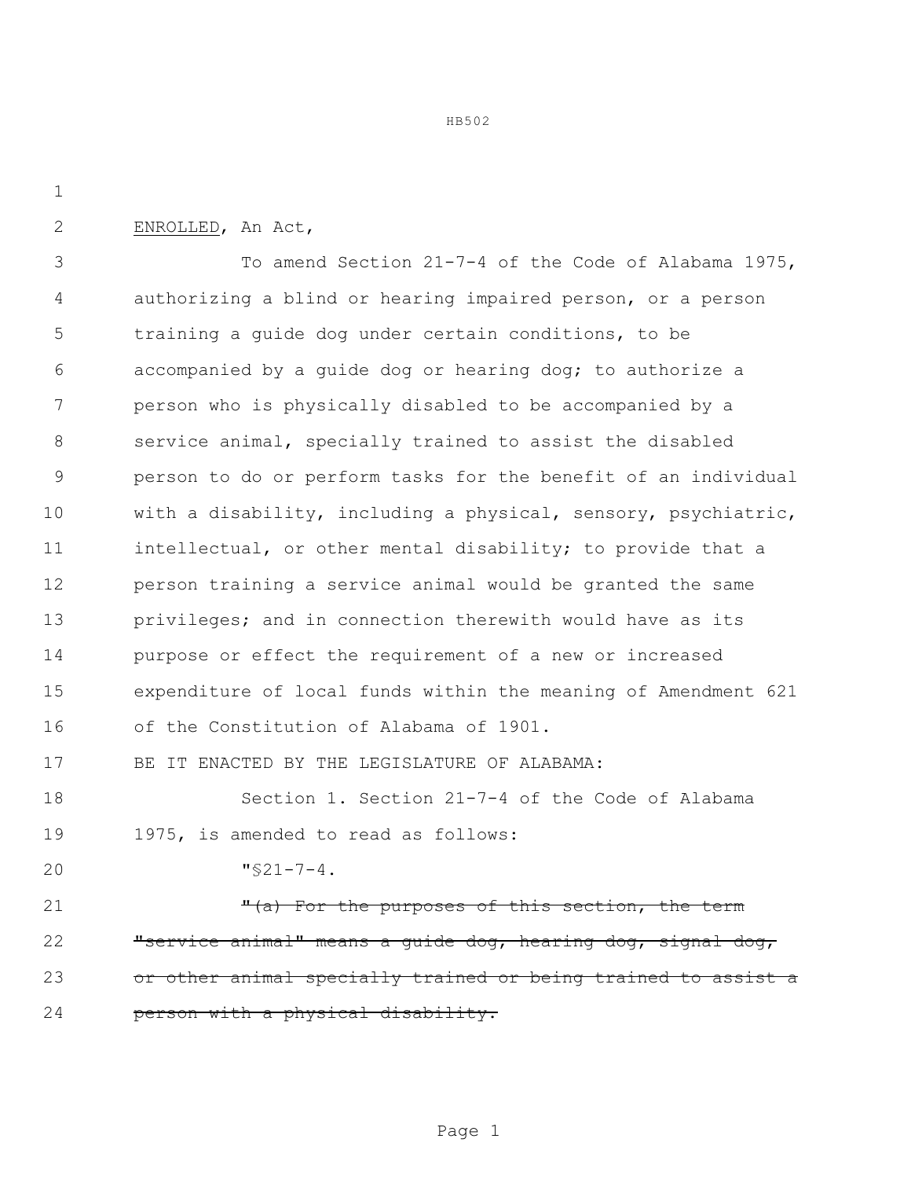ENROLLED, An Act,

To amend Section 21-7-4 of the Code of Alabama 1975, authorizing a blind or hearing impaired person, or a person training a guide dog under certain conditions, to be accompanied by a guide dog or hearing dog; to authorize a person who is physically disabled to be accompanied by a service animal, specially trained to assist the disabled person to do or perform tasks for the benefit of an individual with a disability, including a physical, sensory, psychiatric, intellectual, or other mental disability; to provide that a person training a service animal would be granted the same privileges; and in connection therewith would have as its purpose or effect the requirement of a new or increased expenditure of local funds within the meaning of Amendment 621 of the Constitution of Alabama of 1901.

BE IT ENACTED BY THE LEGISLATURE OF ALABAMA:

Section 1. Section 21-7-4 of the Code of Alabama 1975, is amended to read as follows:

"§21-7-4.

~~"(a) For the purposes of this section, the term "service animal" means a guide dog, hearing dog, signal dog, or other animal specially trained or being trained to assist a person with a physical disability.~~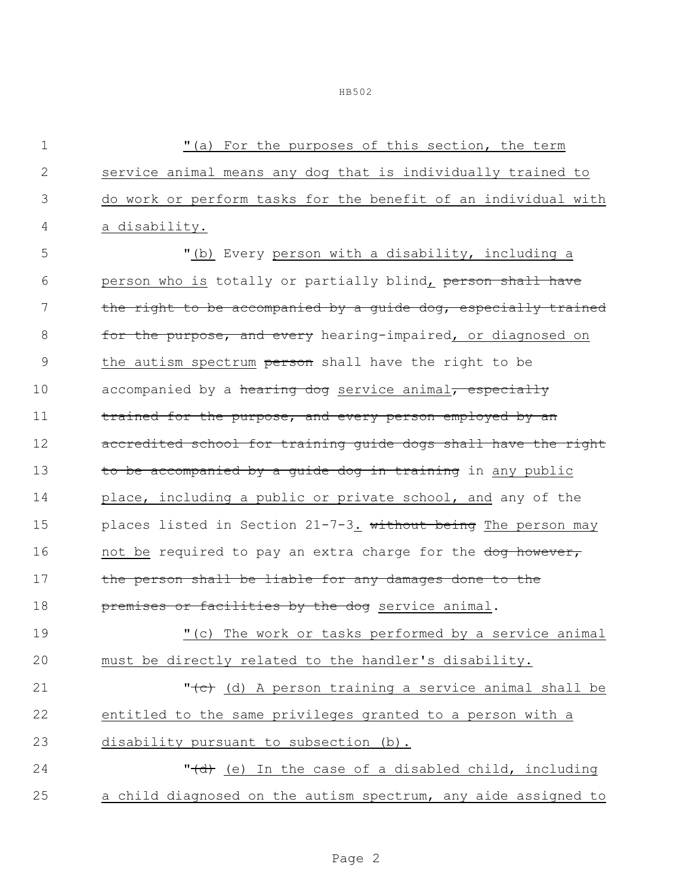"(a) For the purposes of this section, the term service animal means any dog that is individually trained to do work or perform tasks for the benefit of an individual with a disability.

"(b) Every person with a disability, including a person who is totally or partially blind, ~~person shall have the right to be accompanied by a guide dog, especially trained for the purpose, and every~~ hearing-impaired, or diagnosed on the autism spectrum ~~person~~ shall have the right to be accompanied by a ~~hearing dog~~ service animal~~, especially trained for the purpose, and every person employed by an accredited school for training guide dogs shall have the right to be accompanied by a guide dog in training~~ in any public place, including a public or private school, and any of the places listed in Section 21-7-3. ~~without being~~ The person may not be required to pay an extra charge for the ~~dog however, the person shall be liable for any damages done to the premises or facilities by the dog~~ service animal.

"(c) The work or tasks performed by a service animal must be directly related to the handler's disability.

"~~(c)~~ (d) A person training a service animal shall be entitled to the same privileges granted to a person with a disability pursuant to subsection (b).

"~~(d)~~ (e) In the case of a disabled child, including a child diagnosed on the autism spectrum, any aide assigned to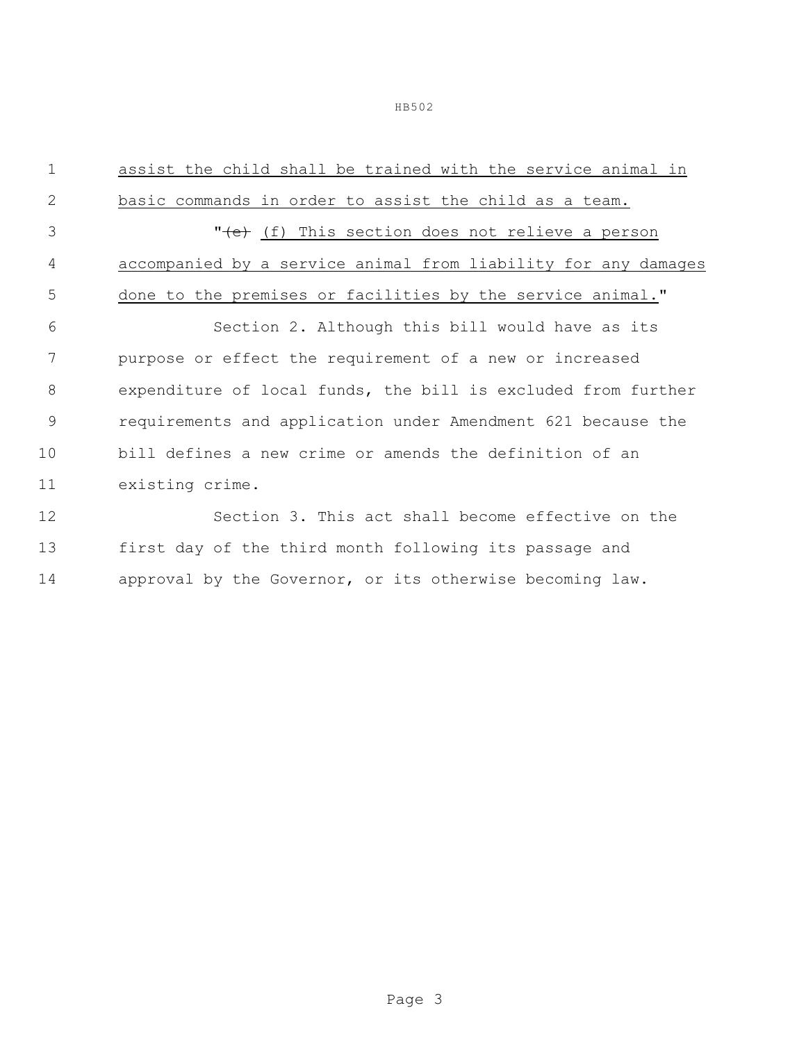assist the child shall be trained with the service animal in basic commands in order to assist the child as a team.

"~~(e)~~ (f) This section does not relieve a person accompanied by a service animal from liability for any damages done to the premises or facilities by the service animal."

Section 2. Although this bill would have as its purpose or effect the requirement of a new or increased expenditure of local funds, the bill is excluded from further requirements and application under Amendment 621 because the bill defines a new crime or amends the definition of an existing crime.

Section 3. This act shall become effective on the first day of the third month following its passage and approval by the Governor, or its otherwise becoming law.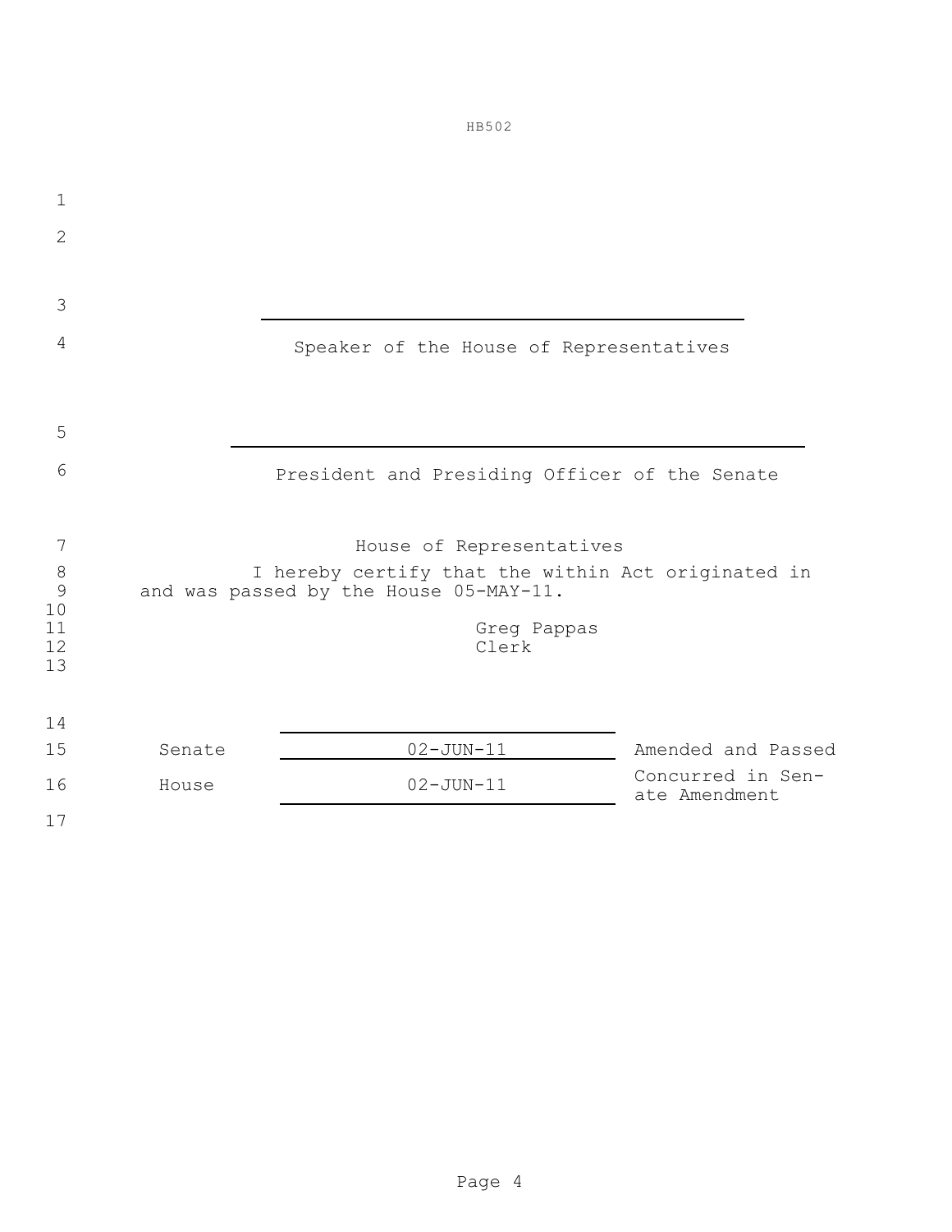\_\_\_\_\_\_\_\_\_\_\_\_\_\_\_\_\_\_\_\_\_\_\_\_\_\_\_\_\_\_\_\_\_\_\_\_\_\_\_\_

Speaker of the House of Representatives

\_\_\_\_\_\_\_\_\_\_\_\_\_\_\_\_\_\_\_\_\_\_\_\_\_\_\_\_\_\_\_\_\_\_\_\_\_\_\_\_

President and Presiding Officer of the Senate

House of Representatives

I hereby certify that the within Act originated in and was passed by the House 05-MAY-11.

Greg Pappas
Clerk

| | | |
|---|---|---|
| Senate | 02-JUN-11 | Amended and Passed |
| House | 02-JUN-11 | Concurred in Senate Amendment |